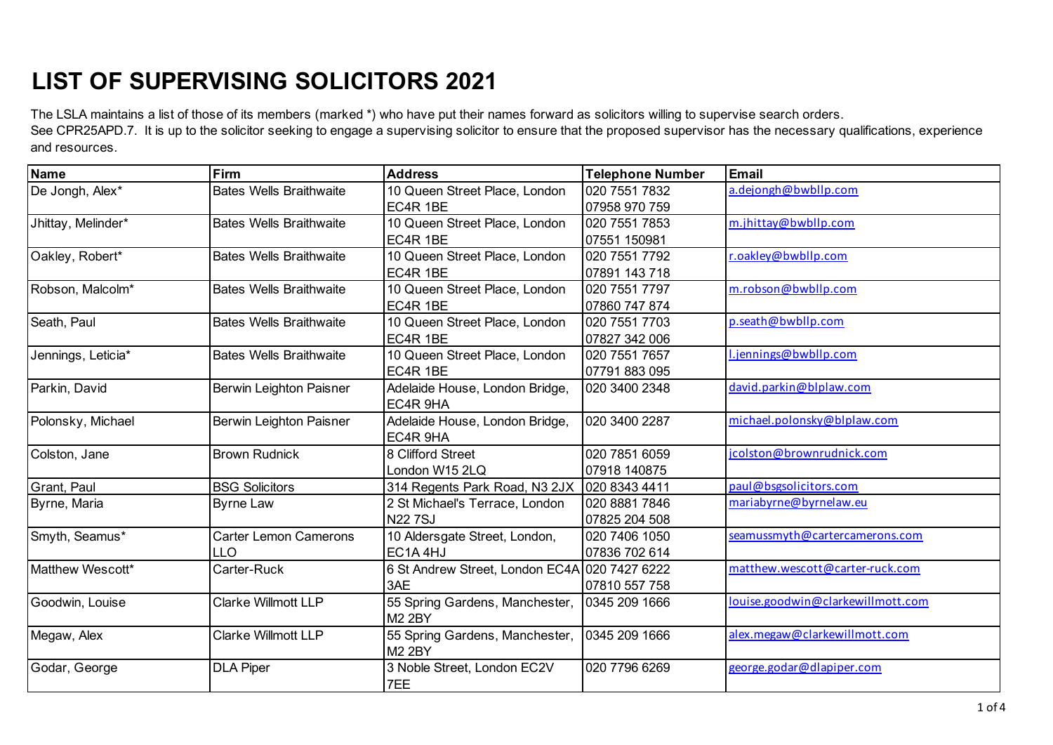# LIST OF SUPERVISING SOLICITORS 2021

The LSLA maintains a list of those of its members (marked *) who have put their names forward as solicitors willing to supervise search orders.
See CPR25APD.7. It is up to the solicitor seeking to engage a supervising solicitor to ensure that the proposed supervisor has the necessary qualifications, experience and resources.

| Name | Firm | Address | Telephone Number | Email |
|---|---|---|---|---|
| De Jongh, Alex* | Bates Wells Braithwaite | 10 Queen Street Place, London EC4R 1BE | 020 7551 7832<br>07958 970 759 | a.dejongh@bwbllp.com |
| Jhittay, Melinder* | Bates Wells Braithwaite | 10 Queen Street Place, London EC4R 1BE | 020 7551 7853<br>07551 150981 | m.jhittay@bwbllp.com |
| Oakley, Robert* | Bates Wells Braithwaite | 10 Queen Street Place, London EC4R 1BE | 020 7551 7792<br>07891 143 718 | r.oakley@bwbllp.com |
| Robson, Malcolm* | Bates Wells Braithwaite | 10 Queen Street Place, London EC4R 1BE | 020 7551 7797<br>07860 747 874 | m.robson@bwbllp.com |
| Seath, Paul | Bates Wells Braithwaite | 10 Queen Street Place, London EC4R 1BE | 020 7551 7703<br>07827 342 006 | p.seath@bwbllp.com |
| Jennings, Leticia* | Bates Wells Braithwaite | 10 Queen Street Place, London EC4R 1BE | 020 7551 7657<br>07791 883 095 | l.jennings@bwbllp.com |
| Parkin, David | Berwin Leighton Paisner | Adelaide House, London Bridge, EC4R 9HA | 020 3400 2348 | david.parkin@blplaw.com |
| Polonsky, Michael | Berwin Leighton Paisner | Adelaide House, London Bridge, EC4R 9HA | 020 3400 2287 | michael.polonsky@blplaw.com |
| Colston, Jane | Brown Rudnick | 8 Clifford Street London W15 2LQ | 020 7851 6059<br>07918 140875 | jcolston@brownrudnick.com |
| Grant, Paul | BSG Solicitors | 314 Regents Park Road, N3 2JX | 020 8343 4411 | paul@bsgsolicitors.com |
| Byrne, Maria | Byrne Law | 2 St Michael's Terrace, London N22 7SJ | 020 8881 7846<br>07825 204 508 | mariabyrne@byrnelaw.eu |
| Smyth, Seamus* | Carter Lemon Camerons LLO | 10 Aldersgate Street, London, EC1A 4HJ | 020 7406 1050<br>07836 702 614 | seamussmyth@cartercamerons.com |
| Matthew Wescott* | Carter-Ruck | 6 St Andrew Street, London EC4A 3AE | 020 7427 6222<br>07810 557 758 | matthew.wescott@carter-ruck.com |
| Goodwin, Louise | Clarke Willmott LLP | 55 Spring Gardens, Manchester, M2 2BY | 0345 209 1666 | louise.goodwin@clarkewillmott.com |
| Megaw, Alex | Clarke Willmott LLP | 55 Spring Gardens, Manchester, M2 2BY | 0345 209 1666 | alex.megaw@clarkewillmott.com |
| Godar, George | DLA Piper | 3 Noble Street, London EC2V 7EE | 020 7796 6269 | george.godar@dlapiper.com |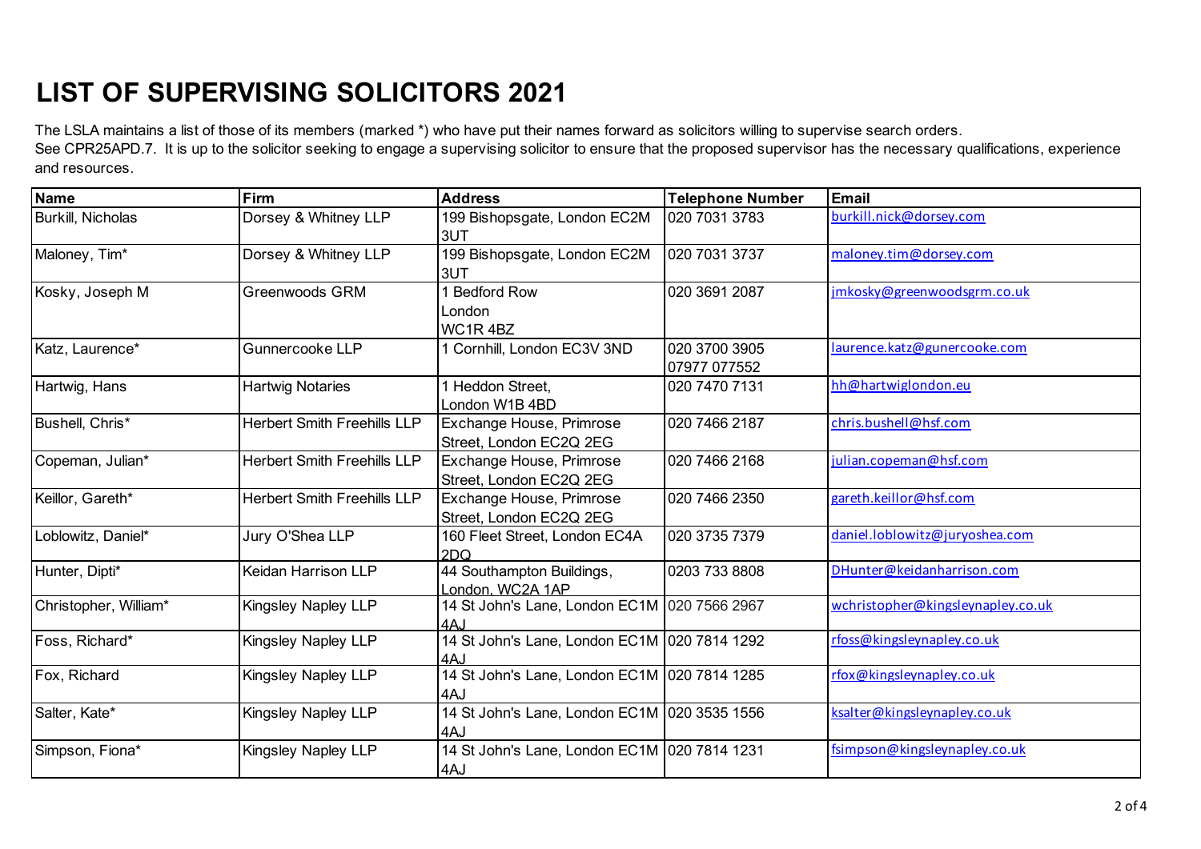# LIST OF SUPERVISING SOLICITORS 2021

The LSLA maintains a list of those of its members (marked *) who have put their names forward as solicitors willing to supervise search orders.
See CPR25APD.7. It is up to the solicitor seeking to engage a supervising solicitor to ensure that the proposed supervisor has the necessary qualifications, experience and resources.

| Name | Firm | Address | Telephone Number | Email |
|---|---|---|---|---|
| Burkill, Nicholas | Dorsey & Whitney LLP | 199 Bishopsgate, London EC2M 3UT | 020 7031 3783 | burkill.nick@dorsey.com |
| Maloney, Tim* | Dorsey & Whitney LLP | 199 Bishopsgate, London EC2M 3UT | 020 7031 3737 | maloney.tim@dorsey.com |
| Kosky, Joseph M | Greenwoods GRM | 1 Bedford Row London WC1R 4BZ | 020 3691 2087 | jmkosky@greenwoodsgrm.co.uk |
| Katz, Laurence* | Gunnercooke LLP | 1 Cornhill, London EC3V 3ND | 020 3700 3905 07977 077552 | laurence.katz@gunercooke.com |
| Hartwig, Hans | Hartwig Notaries | 1 Heddon Street, London W1B 4BD | 020 7470 7131 | hh@hartwiglondon.eu |
| Bushell, Chris* | Herbert Smith Freehills LLP | Exchange House, Primrose Street, London EC2Q 2EG | 020 7466 2187 | chris.bushell@hsf.com |
| Copeman, Julian* | Herbert Smith Freehills LLP | Exchange House, Primrose Street, London EC2Q 2EG | 020 7466 2168 | julian.copeman@hsf.com |
| Keillor, Gareth* | Herbert Smith Freehills LLP | Exchange House, Primrose Street, London EC2Q 2EG | 020 7466 2350 | gareth.keillor@hsf.com |
| Loblowitz, Daniel* | Jury O'Shea LLP | 160 Fleet Street, London EC4A 2DQ | 020 3735 7379 | daniel.loblowitz@juryoshea.com |
| Hunter, Dipti* | Keidan Harrison LLP | 44 Southampton Buildings, London, WC2A 1AP | 0203 733 8808 | DHunter@keidanharrison.com |
| Christopher, William* | Kingsley Napley LLP | 14 St John's Lane, London EC1M 4AJ | 020 7566 2967 | wchristopher@kingsleynapley.co.uk |
| Foss, Richard* | Kingsley Napley LLP | 14 St John's Lane, London EC1M 4AJ | 020 7814 1292 | rfoss@kingsleynapley.co.uk |
| Fox, Richard | Kingsley Napley LLP | 14 St John's Lane, London EC1M 4AJ | 020 7814 1285 | rfox@kingsleynapley.co.uk |
| Salter, Kate* | Kingsley Napley LLP | 14 St John's Lane, London EC1M 4AJ | 020 3535 1556 | ksalter@kingsleynapley.co.uk |
| Simpson, Fiona* | Kingsley Napley LLP | 14 St John's Lane, London EC1M 4AJ | 020 7814 1231 | fsimpson@kingsleynapley.co.uk |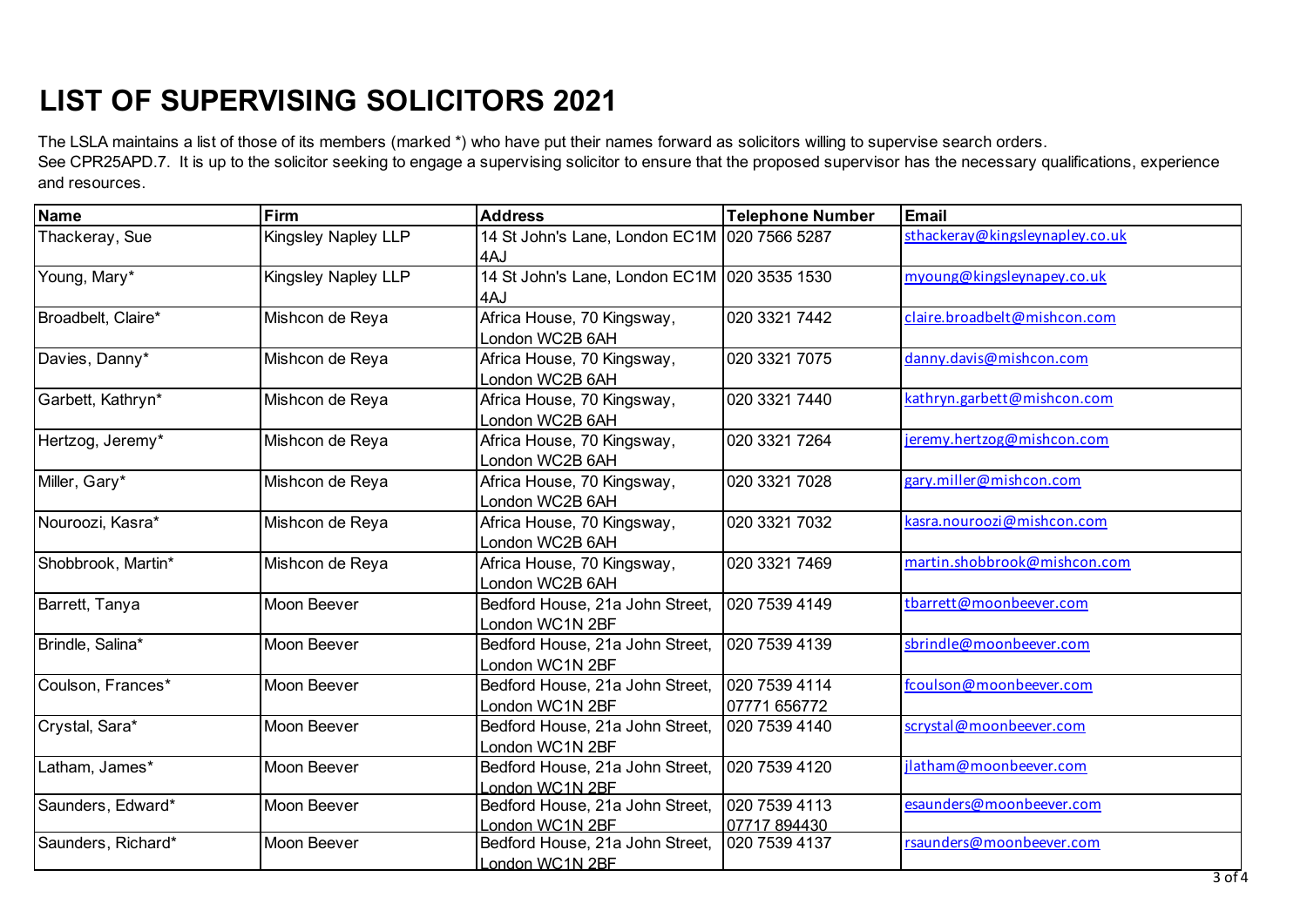# LIST OF SUPERVISING SOLICITORS 2021

The LSLA maintains a list of those of its members (marked *) who have put their names forward as solicitors willing to supervise search orders. See CPR25APD.7. It is up to the solicitor seeking to engage a supervising solicitor to ensure that the proposed supervisor has the necessary qualifications, experience and resources.

| Name | Firm | Address | Telephone Number | Email |
|---|---|---|---|---|
| Thackeray, Sue | Kingsley Napley LLP | 14 St John's Lane, London EC1M 4AJ | 020 7566 5287 | sthackeray@kingsleynapley.co.uk |
| Young, Mary* | Kingsley Napley LLP | 14 St John's Lane, London EC1M 4AJ | 020 3535 1530 | myoung@kingsleynapey.co.uk |
| Broadbelt, Claire* | Mishcon de Reya | Africa House, 70 Kingsway, London WC2B 6AH | 020 3321 7442 | claire.broadbelt@mishcon.com |
| Davies, Danny* | Mishcon de Reya | Africa House, 70 Kingsway, London WC2B 6AH | 020 3321 7075 | danny.davis@mishcon.com |
| Garbett, Kathryn* | Mishcon de Reya | Africa House, 70 Kingsway, London WC2B 6AH | 020 3321 7440 | kathryn.garbett@mishcon.com |
| Hertzog, Jeremy* | Mishcon de Reya | Africa House, 70 Kingsway, London WC2B 6AH | 020 3321 7264 | jeremy.hertzog@mishcon.com |
| Miller, Gary* | Mishcon de Reya | Africa House, 70 Kingsway, London WC2B 6AH | 020 3321 7028 | gary.miller@mishcon.com |
| Nouroozi, Kasra* | Mishcon de Reya | Africa House, 70 Kingsway, London WC2B 6AH | 020 3321 7032 | kasra.nouroozi@mishcon.com |
| Shobbrook, Martin* | Mishcon de Reya | Africa House, 70 Kingsway, London WC2B 6AH | 020 3321 7469 | martin.shobbrook@mishcon.com |
| Barrett, Tanya | Moon Beever | Bedford House, 21a John Street, London WC1N 2BF | 020 7539 4149 | tbarrett@moonbeever.com |
| Brindle, Salina* | Moon Beever | Bedford House, 21a John Street, London WC1N 2BF | 020 7539 4139 | sbrindle@moonbeever.com |
| Coulson, Frances* | Moon Beever | Bedford House, 21a John Street, London WC1N 2BF | 020 7539 4114<br>07771 656772 | fcoulson@moonbeever.com |
| Crystal, Sara* | Moon Beever | Bedford House, 21a John Street, London WC1N 2BF | 020 7539 4140 | scrystal@moonbeever.com |
| Latham, James* | Moon Beever | Bedford House, 21a John Street, London WC1N 2BF | 020 7539 4120 | jlatham@moonbeever.com |
| Saunders, Edward* | Moon Beever | Bedford House, 21a John Street, London WC1N 2BF | 020 7539 4113<br>07717 894430 | esaunders@moonbeever.com |
| Saunders, Richard* | Moon Beever | Bedford House, 21a John Street, London WC1N 2BF | 020 7539 4137 | rsaunders@moonbeever.com |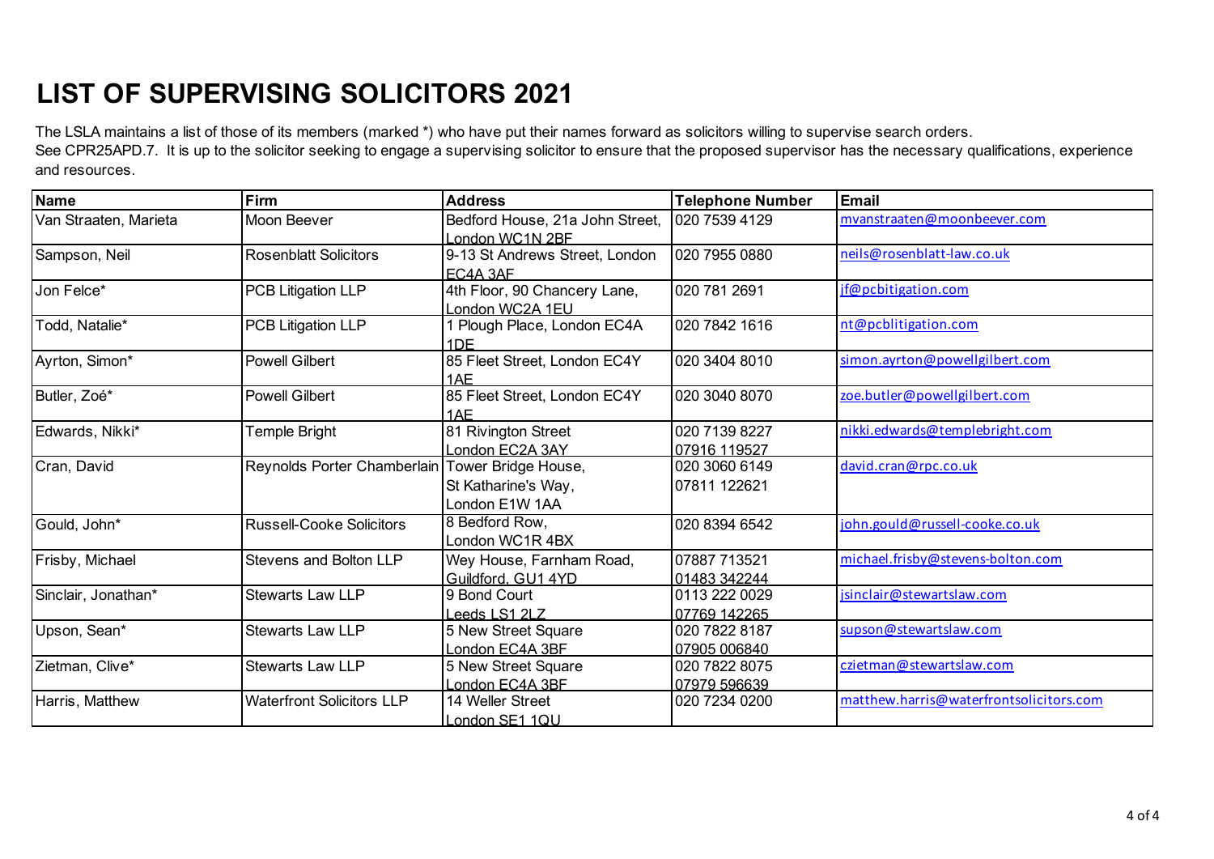# LIST OF SUPERVISING SOLICITORS 2021

The LSLA maintains a list of those of its members (marked *) who have put their names forward as solicitors willing to supervise search orders. See CPR25APD.7. It is up to the solicitor seeking to engage a supervising solicitor to ensure that the proposed supervisor has the necessary qualifications, experience and resources.

| Name | Firm | Address | Telephone Number | Email |
|---|---|---|---|---|
| Van Straaten, Marieta | Moon Beever | Bedford House, 21a John Street, London WC1N 2BF | 020 7539 4129 | mvanstraaten@moonbeever.com |
| Sampson, Neil | Rosenblatt Solicitors | 9-13 St Andrews Street, London EC4A 3AF | 020 7955 0880 | neils@rosenblatt-law.co.uk |
| Jon Felce* | PCB Litigation LLP | 4th Floor, 90 Chancery Lane, London WC2A 1EU | 020 781 2691 | jf@pcbitigation.com |
| Todd, Natalie* | PCB Litigation LLP | 1 Plough Place, London EC4A 1DE | 020 7842 1616 | nt@pcblitigation.com |
| Ayrton, Simon* | Powell Gilbert | 85 Fleet Street, London EC4Y 1AE | 020 3404 8010 | simon.ayrton@powellgilbert.com |
| Butler, Zoé* | Powell Gilbert | 85 Fleet Street, London EC4Y 1AE | 020 3040 8070 | zoe.butler@powellgilbert.com |
| Edwards, Nikki* | Temple Bright | 81 Rivington Street London EC2A 3AY | 020 7139 8227 07916 119527 | nikki.edwards@templebright.com |
| Cran, David | Reynolds Porter Chamberlain | Tower Bridge House, St Katharine's Way, London E1W 1AA | 020 3060 6149 07811 122621 | david.cran@rpc.co.uk |
| Gould, John* | Russell-Cooke Solicitors | 8 Bedford Row, London WC1R 4BX | 020 8394 6542 | john.gould@russell-cooke.co.uk |
| Frisby, Michael | Stevens and Bolton LLP | Wey House, Farnham Road, Guildford, GU1 4YD | 07887 713521 01483 342244 | michael.frisby@stevens-bolton.com |
| Sinclair, Jonathan* | Stewarts Law LLP | 9 Bond Court Leeds LS1 2LZ | 0113 222 0029 07769 142265 | jsinclair@stewartslaw.com |
| Upson, Sean* | Stewarts Law LLP | 5 New Street Square London EC4A 3BF | 020 7822 8187 07905 006840 | supson@stewartslaw.com |
| Zietman, Clive* | Stewarts Law LLP | 5 New Street Square London EC4A 3BF | 020 7822 8075 07979 596639 | czietman@stewartslaw.com |
| Harris, Matthew | Waterfront Solicitors LLP | 14 Weller Street London SE1 1QU | 020 7234 0200 | matthew.harris@waterfrontsolicitors.com |